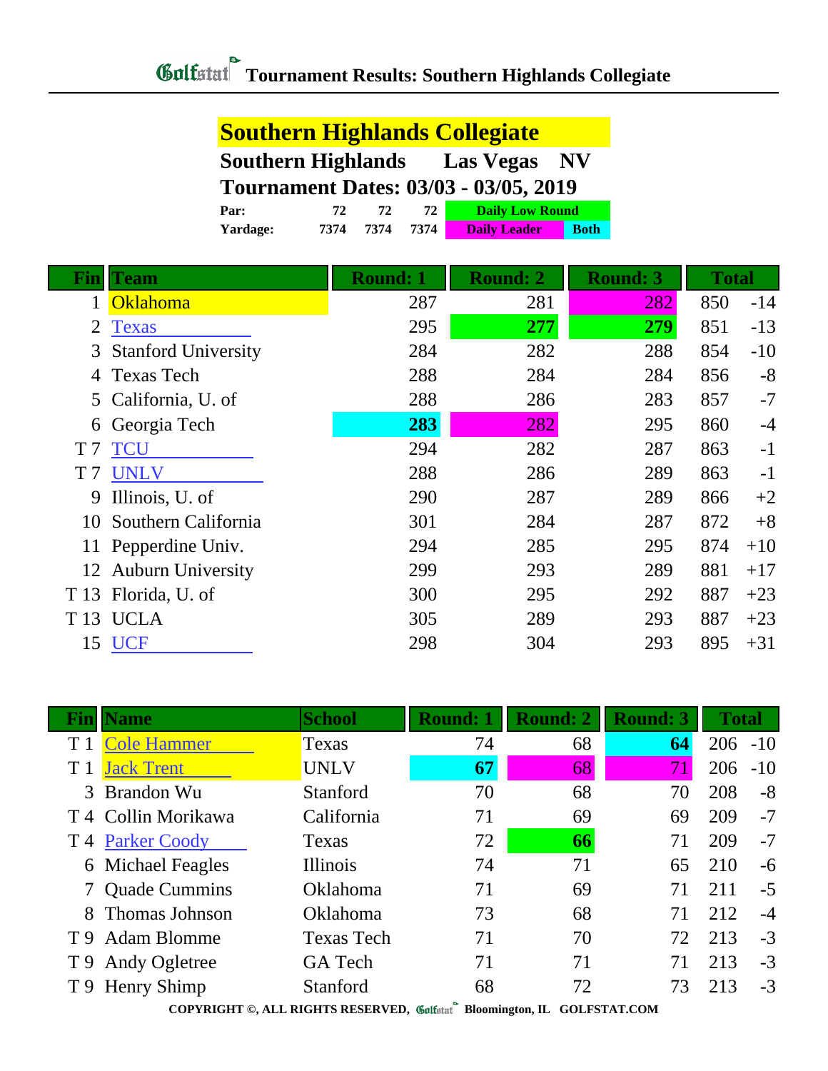# Golfstat Tournament Results: Southern Highlands Collegiate

## Southern Highlands Collegiate

**Southern Highlands Las Vegas NV**

**Tournament Dates: 03/03 - 03/05, 2019**

| | | | | |
|---|---|---|---|---|
| **Par:** | 72 | 72 | 72 | Daily Low Round |
| **Yardage:** | 7374 | 7374 | 7374 | Daily Leader / Both |

| Fin | Team | Round: 1 | Round: 2 | Round: 3 | Total | |
|---|---|---|---|---|---|---|
| 1 | Oklahoma | 287 | 281 | 282 | 850 | -14 |
| 2 | Texas | 295 | **277** | **279** | 851 | -13 |
| 3 | Stanford University | 284 | 282 | 288 | 854 | -10 |
| 4 | Texas Tech | 288 | 284 | 284 | 856 | -8 |
| 5 | California, U. of | 288 | 286 | 283 | 857 | -7 |
| 6 | Georgia Tech | **283** | 282 | 295 | 860 | -4 |
| T 7 | TCU | 294 | 282 | 287 | 863 | -1 |
| T 7 | UNLV | 288 | 286 | 289 | 863 | -1 |
| 9 | Illinois, U. of | 290 | 287 | 289 | 866 | +2 |
| 10 | Southern California | 301 | 284 | 287 | 872 | +8 |
| 11 | Pepperdine Univ. | 294 | 285 | 295 | 874 | +10 |
| 12 | Auburn University | 299 | 293 | 289 | 881 | +17 |
| T 13 | Florida, U. of | 300 | 295 | 292 | 887 | +23 |
| T 13 | UCLA | 305 | 289 | 293 | 887 | +23 |
| 15 | UCF | 298 | 304 | 293 | 895 | +31 |

| Fin | Name | School | Round: 1 | Round: 2 | Round: 3 | Total | |
|---|---|---|---|---|---|---|---|
| T 1 | Cole Hammer | Texas | 74 | 68 | **64** | 206 | -10 |
| T 1 | Jack Trent | UNLV | **67** | 68 | 71 | 206 | -10 |
| 3 | Brandon Wu | Stanford | 70 | 68 | 70 | 208 | -8 |
| T 4 | Collin Morikawa | California | 71 | 69 | 69 | 209 | -7 |
| T 4 | Parker Coody | Texas | 72 | **66** | 71 | 209 | -7 |
| 6 | Michael Feagles | Illinois | 74 | 71 | 65 | 210 | -6 |
| 7 | Quade Cummins | Oklahoma | 71 | 69 | 71 | 211 | -5 |
| 8 | Thomas Johnson | Oklahoma | 73 | 68 | 71 | 212 | -4 |
| T 9 | Adam Blomme | Texas Tech | 71 | 70 | 72 | 213 | -3 |
| T 9 | Andy Ogletree | GA Tech | 71 | 71 | 71 | 213 | -3 |
| T 9 | Henry Shimp | Stanford | 68 | 72 | 73 | 213 | -3 |

COPYRIGHT ©, ALL RIGHTS RESERVED, Golfstat Bloomington, IL GOLFSTAT.COM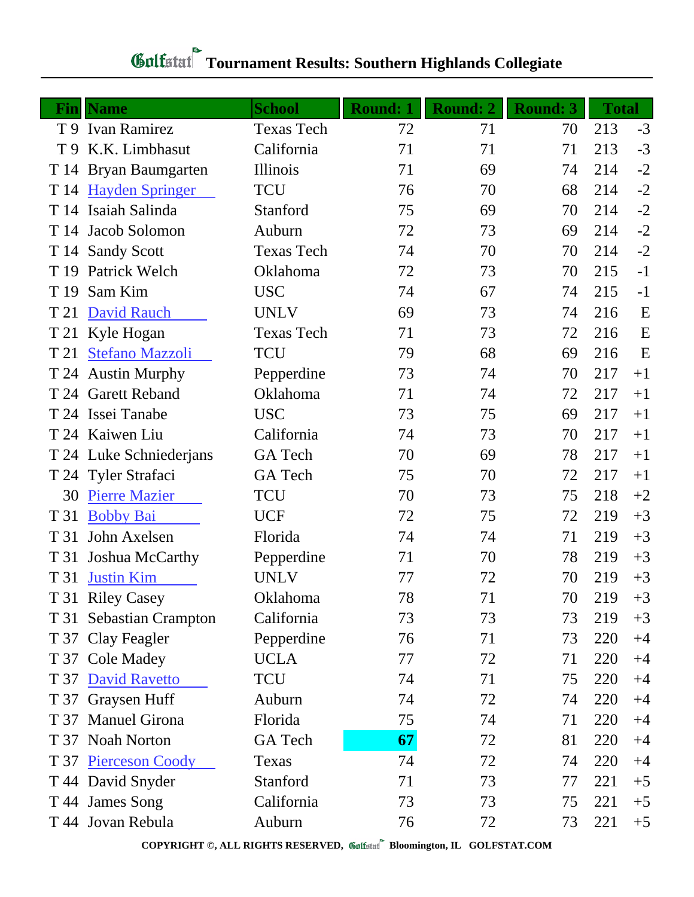# Golfstat Tournament Results: Southern Highlands Collegiate

| Fin | Name | School | Round: 1 | Round: 2 | Round: 3 | Total | |
|---|---|---|---|---|---|---|---|
| T 9 | Ivan Ramirez | Texas Tech | 72 | 71 | 70 | 213 | -3 |
| T 9 | K.K. Limbhasut | California | 71 | 71 | 71 | 213 | -3 |
| T 14 | Bryan Baumgarten | Illinois | 71 | 69 | 74 | 214 | -2 |
| T 14 | Hayden Springer | TCU | 76 | 70 | 68 | 214 | -2 |
| T 14 | Isaiah Salinda | Stanford | 75 | 69 | 70 | 214 | -2 |
| T 14 | Jacob Solomon | Auburn | 72 | 73 | 69 | 214 | -2 |
| T 14 | Sandy Scott | Texas Tech | 74 | 70 | 70 | 214 | -2 |
| T 19 | Patrick Welch | Oklahoma | 72 | 73 | 70 | 215 | -1 |
| T 19 | Sam Kim | USC | 74 | 67 | 74 | 215 | -1 |
| T 21 | David Rauch | UNLV | 69 | 73 | 74 | 216 | E |
| T 21 | Kyle Hogan | Texas Tech | 71 | 73 | 72 | 216 | E |
| T 21 | Stefano Mazzoli | TCU | 79 | 68 | 69 | 216 | E |
| T 24 | Austin Murphy | Pepperdine | 73 | 74 | 70 | 217 | +1 |
| T 24 | Garett Reband | Oklahoma | 71 | 74 | 72 | 217 | +1 |
| T 24 | Issei Tanabe | USC | 73 | 75 | 69 | 217 | +1 |
| T 24 | Kaiwen Liu | California | 74 | 73 | 70 | 217 | +1 |
| T 24 | Luke Schniederjans | GA Tech | 70 | 69 | 78 | 217 | +1 |
| T 24 | Tyler Strafaci | GA Tech | 75 | 70 | 72 | 217 | +1 |
| 30 | Pierre Mazier | TCU | 70 | 73 | 75 | 218 | +2 |
| T 31 | Bobby Bai | UCF | 72 | 75 | 72 | 219 | +3 |
| T 31 | John Axelsen | Florida | 74 | 74 | 71 | 219 | +3 |
| T 31 | Joshua McCarthy | Pepperdine | 71 | 70 | 78 | 219 | +3 |
| T 31 | Justin Kim | UNLV | 77 | 72 | 70 | 219 | +3 |
| T 31 | Riley Casey | Oklahoma | 78 | 71 | 70 | 219 | +3 |
| T 31 | Sebastian Crampton | California | 73 | 73 | 73 | 219 | +3 |
| T 37 | Clay Feagler | Pepperdine | 76 | 71 | 73 | 220 | +4 |
| T 37 | Cole Madey | UCLA | 77 | 72 | 71 | 220 | +4 |
| T 37 | David Ravetto | TCU | 74 | 71 | 75 | 220 | +4 |
| T 37 | Graysen Huff | Auburn | 74 | 72 | 74 | 220 | +4 |
| T 37 | Manuel Girona | Florida | 75 | 74 | 71 | 220 | +4 |
| T 37 | Noah Norton | GA Tech | **67** | 72 | 81 | 220 | +4 |
| T 37 | Pierceson Coody | Texas | 74 | 72 | 74 | 220 | +4 |
| T 44 | David Snyder | Stanford | 71 | 73 | 77 | 221 | +5 |
| T 44 | James Song | California | 73 | 73 | 75 | 221 | +5 |
| T 44 | Jovan Rebula | Auburn | 76 | 72 | 73 | 221 | +5 |

COPYRIGHT ©, ALL RIGHTS RESERVED, Golfstat Bloomington, IL GOLFSTAT.COM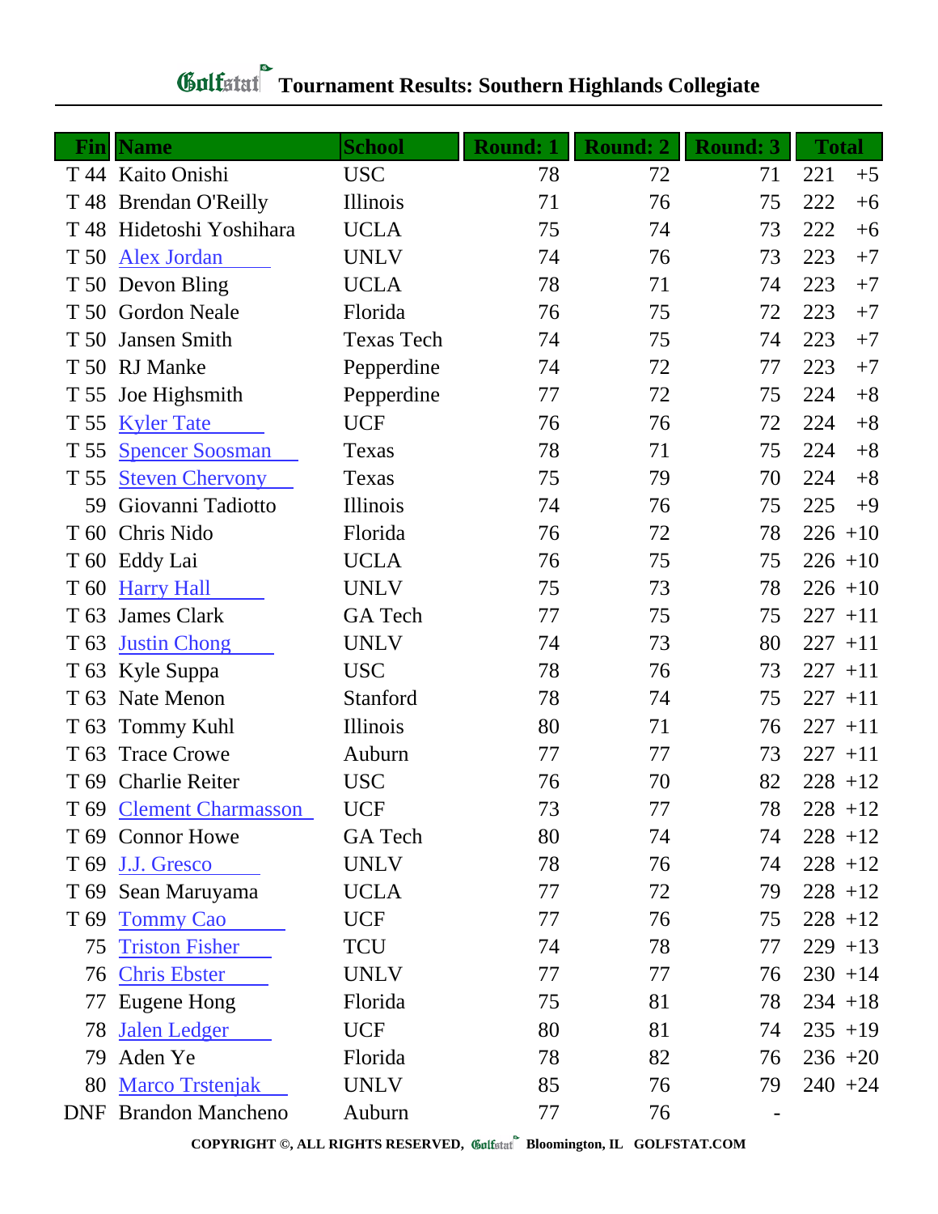# Golfstat Tournament Results: Southern Highlands Collegiate

| Fin | Name | School | Round: 1 | Round: 2 | Round: 3 | Total | |
|---|---|---|---|---|---|---|---|
| T 44 | Kaito Onishi | USC | 78 | 72 | 71 | 221 | +5 |
| T 48 | Brendan O'Reilly | Illinois | 71 | 76 | 75 | 222 | +6 |
| T 48 | Hidetoshi Yoshihara | UCLA | 75 | 74 | 73 | 222 | +6 |
| T 50 | Alex Jordan | UNLV | 74 | 76 | 73 | 223 | +7 |
| T 50 | Devon Bling | UCLA | 78 | 71 | 74 | 223 | +7 |
| T 50 | Gordon Neale | Florida | 76 | 75 | 72 | 223 | +7 |
| T 50 | Jansen Smith | Texas Tech | 74 | 75 | 74 | 223 | +7 |
| T 50 | RJ Manke | Pepperdine | 74 | 72 | 77 | 223 | +7 |
| T 55 | Joe Highsmith | Pepperdine | 77 | 72 | 75 | 224 | +8 |
| T 55 | Kyler Tate | UCF | 76 | 76 | 72 | 224 | +8 |
| T 55 | Spencer Soosman | Texas | 78 | 71 | 75 | 224 | +8 |
| T 55 | Steven Chervony | Texas | 75 | 79 | 70 | 224 | +8 |
| 59 | Giovanni Tadiotto | Illinois | 74 | 76 | 75 | 225 | +9 |
| T 60 | Chris Nido | Florida | 76 | 72 | 78 | 226 | +10 |
| T 60 | Eddy Lai | UCLA | 76 | 75 | 75 | 226 | +10 |
| T 60 | Harry Hall | UNLV | 75 | 73 | 78 | 226 | +10 |
| T 63 | James Clark | GA Tech | 77 | 75 | 75 | 227 | +11 |
| T 63 | Justin Chong | UNLV | 74 | 73 | 80 | 227 | +11 |
| T 63 | Kyle Suppa | USC | 78 | 76 | 73 | 227 | +11 |
| T 63 | Nate Menon | Stanford | 78 | 74 | 75 | 227 | +11 |
| T 63 | Tommy Kuhl | Illinois | 80 | 71 | 76 | 227 | +11 |
| T 63 | Trace Crowe | Auburn | 77 | 77 | 73 | 227 | +11 |
| T 69 | Charlie Reiter | USC | 76 | 70 | 82 | 228 | +12 |
| T 69 | Clement Charmasson | UCF | 73 | 77 | 78 | 228 | +12 |
| T 69 | Connor Howe | GA Tech | 80 | 74 | 74 | 228 | +12 |
| T 69 | J.J. Gresco | UNLV | 78 | 76 | 74 | 228 | +12 |
| T 69 | Sean Maruyama | UCLA | 77 | 72 | 79 | 228 | +12 |
| T 69 | Tommy Cao | UCF | 77 | 76 | 75 | 228 | +12 |
| 75 | Triston Fisher | TCU | 74 | 78 | 77 | 229 | +13 |
| 76 | Chris Ebster | UNLV | 77 | 77 | 76 | 230 | +14 |
| 77 | Eugene Hong | Florida | 75 | 81 | 78 | 234 | +18 |
| 78 | Jalen Ledger | UCF | 80 | 81 | 74 | 235 | +19 |
| 79 | Aden Ye | Florida | 78 | 82 | 76 | 236 | +20 |
| 80 | Marco Trstenjak | UNLV | 85 | 76 | 79 | 240 | +24 |
| DNF | Brandon Mancheno | Auburn | 77 | 76 | - | | |

COPYRIGHT ©, ALL RIGHTS RESERVED, Golfstat Bloomington, IL GOLFSTAT.COM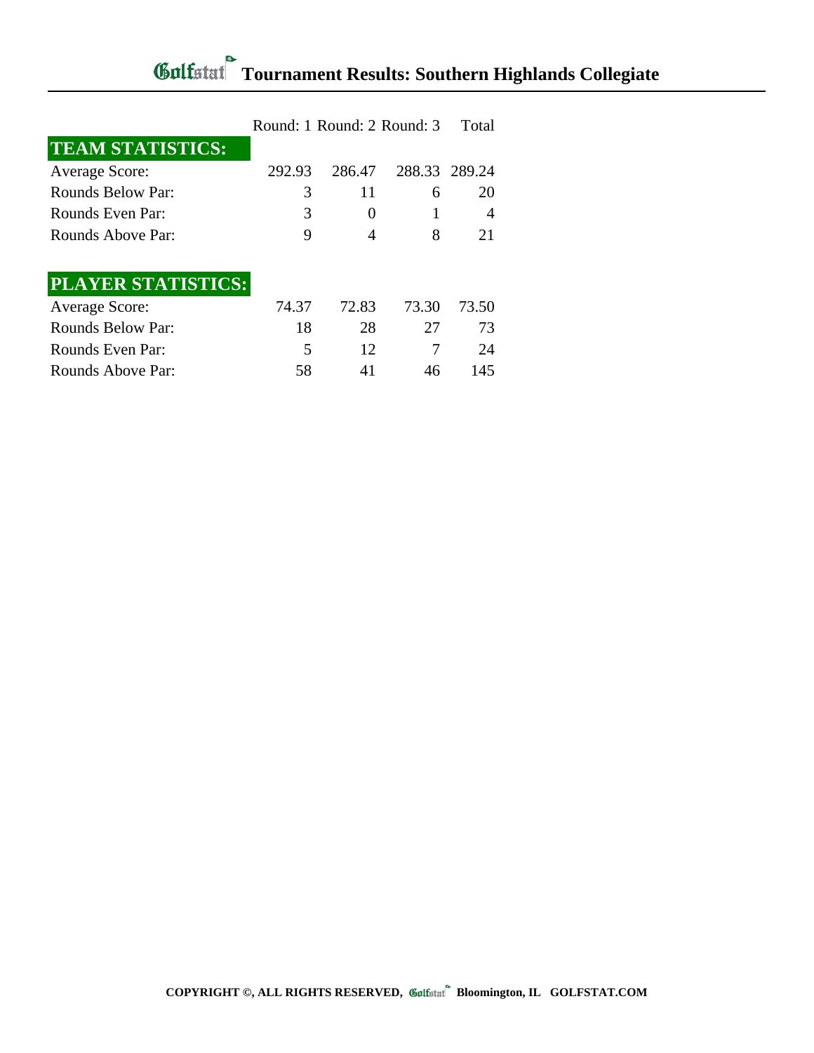# Golfstat Tournament Results: Southern Highlands Collegiate

| | Round: 1 | Round: 2 | Round: 3 | Total |
|---|---|---|---|---|
| **TEAM STATISTICS:** | | | | |
| Average Score: | 292.93 | 286.47 | 288.33 | 289.24 |
| Rounds Below Par: | 3 | 11 | 6 | 20 |
| Rounds Even Par: | 3 | 0 | 1 | 4 |
| Rounds Above Par: | 9 | 4 | 8 | 21 |
| **PLAYER STATISTICS:** | | | | |
| Average Score: | 74.37 | 72.83 | 73.30 | 73.50 |
| Rounds Below Par: | 18 | 28 | 27 | 73 |
| Rounds Even Par: | 5 | 12 | 7 | 24 |
| Rounds Above Par: | 58 | 41 | 46 | 145 |

**COPYRIGHT ©, ALL RIGHTS RESERVED, Golfstat Bloomington, IL GOLFSTAT.COM**